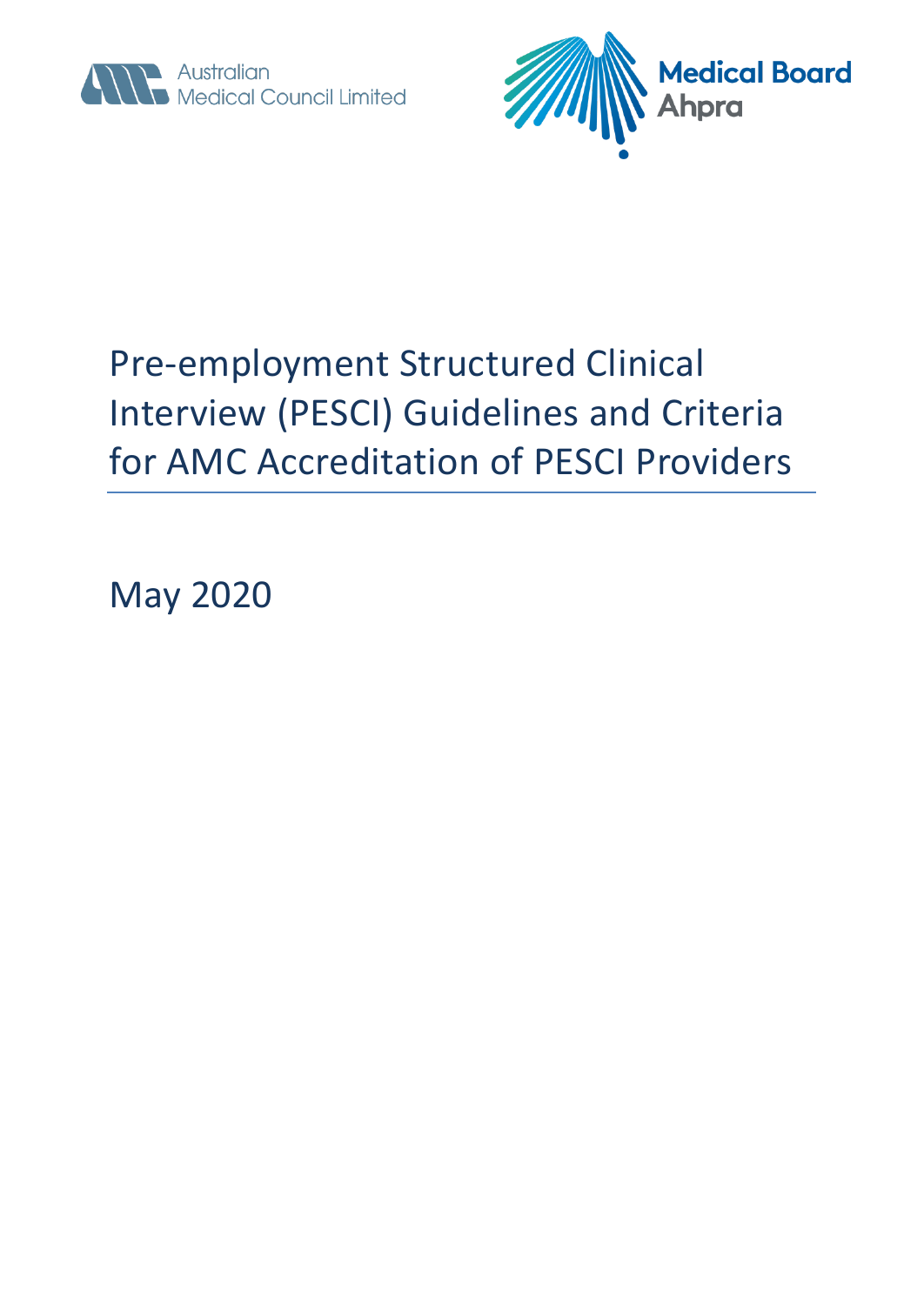Australian Medical Council Limited

Medical Board Ahpra

# Pre-employment Structured Clinical Interview (PESCI) Guidelines and Criteria for AMC Accreditation of PESCI Providers

May 2020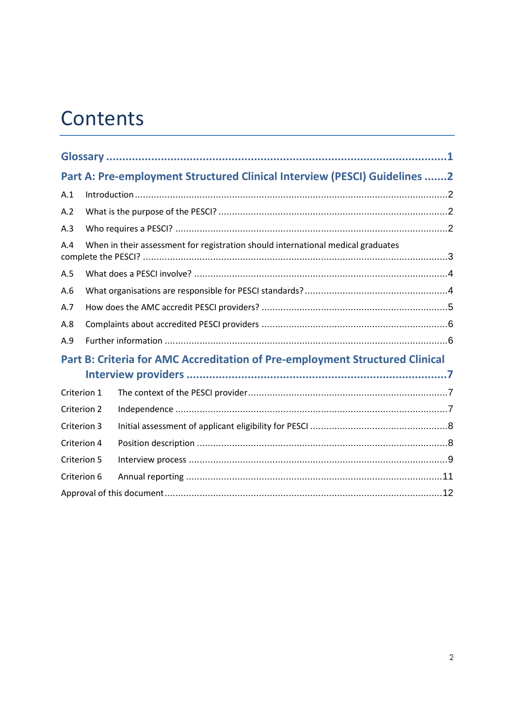# Contents

**Glossary** ..... **1**

**Part A: Pre-employment Structured Clinical Interview (PESCI) Guidelines** ..... **2**

A.1 Introduction ..... 2

A.2 What is the purpose of the PESCI? ..... 2

A.3 Who requires a PESCI? ..... 2

A.4 When in their assessment for registration should international medical graduates complete the PESCI? ..... 3

A.5 What does a PESCI involve? ..... 4

A.6 What organisations are responsible for PESCI standards? ..... 4

A.7 How does the AMC accredit PESCI providers? ..... 5

A.8 Complaints about accredited PESCI providers ..... 6

A.9 Further information ..... 6

**Part B: Criteria for AMC Accreditation of Pre-employment Structured Clinical Interview providers** ..... **7**

Criterion 1 The context of the PESCI provider ..... 7

Criterion 2 Independence ..... 7

Criterion 3 Initial assessment of applicant eligibility for PESCI ..... 8

Criterion 4 Position description ..... 8

Criterion 5 Interview process ..... 9

Criterion 6 Annual reporting ..... 11

Approval of this document ..... 12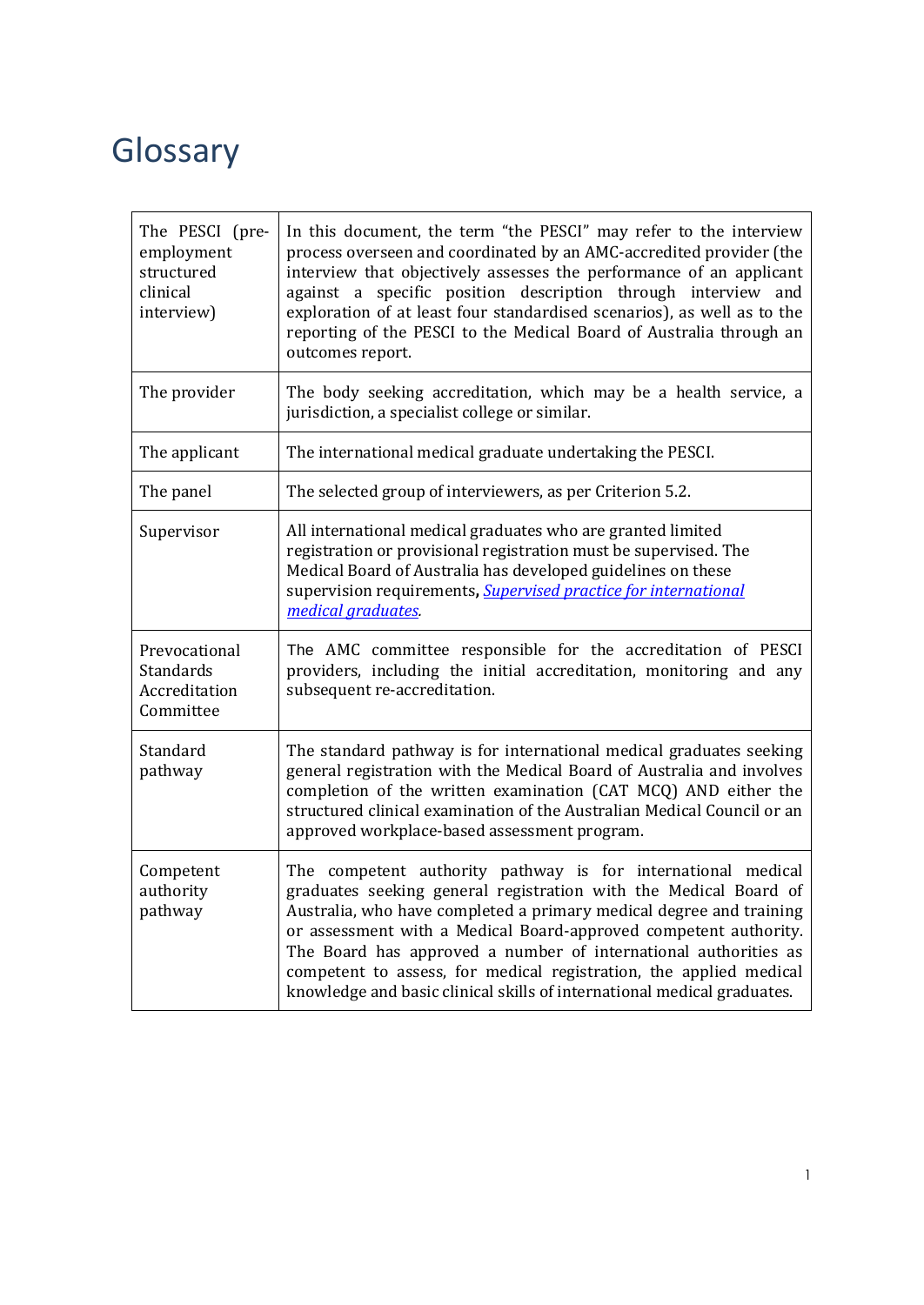# Glossary

| | |
|---|---|
| The PESCI (pre-employment structured clinical interview) | In this document, the term "the PESCI" may refer to the interview process overseen and coordinated by an AMC-accredited provider (the interview that objectively assesses the performance of an applicant against a specific position description through interview and exploration of at least four standardised scenarios), as well as to the reporting of the PESCI to the Medical Board of Australia through an outcomes report. |
| The provider | The body seeking accreditation, which may be a health service, a jurisdiction, a specialist college or similar. |
| The applicant | The international medical graduate undertaking the PESCI. |
| The panel | The selected group of interviewers, as per Criterion 5.2. |
| Supervisor | All international medical graduates who are granted limited registration or provisional registration must be supervised. The Medical Board of Australia has developed guidelines on these supervision requirements, *Supervised practice for international medical graduates.* |
| Prevocational Standards Accreditation Committee | The AMC committee responsible for the accreditation of PESCI providers, including the initial accreditation, monitoring and any subsequent re-accreditation. |
| Standard pathway | The standard pathway is for international medical graduates seeking general registration with the Medical Board of Australia and involves completion of the written examination (CAT MCQ) AND either the structured clinical examination of the Australian Medical Council or an approved workplace-based assessment program. |
| Competent authority pathway | The competent authority pathway is for international medical graduates seeking general registration with the Medical Board of Australia, who have completed a primary medical degree and training or assessment with a Medical Board-approved competent authority. The Board has approved a number of international authorities as competent to assess, for medical registration, the applied medical knowledge and basic clinical skills of international medical graduates. |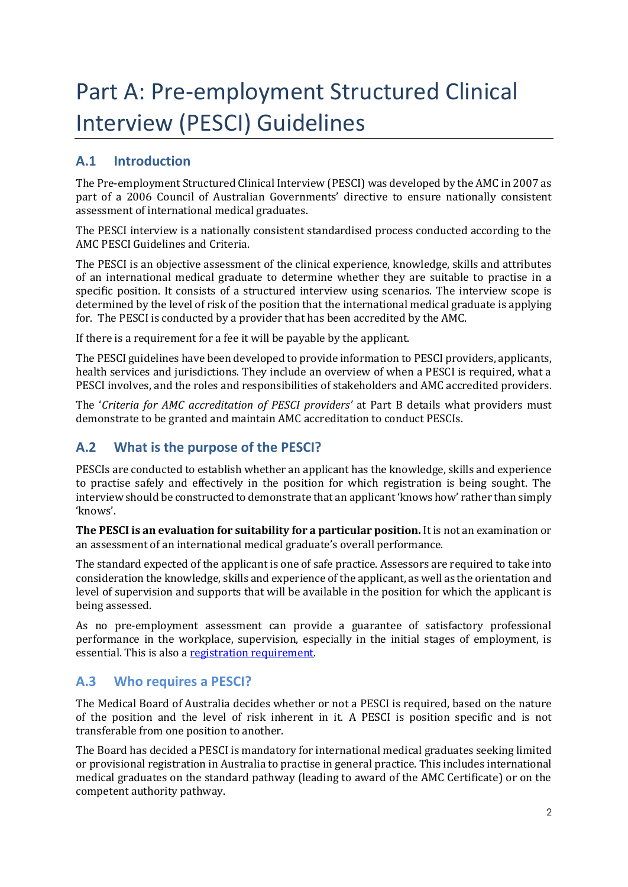# Part A: Pre-employment Structured Clinical Interview (PESCI) Guidelines

## A.1 Introduction

The Pre-employment Structured Clinical Interview (PESCI) was developed by the AMC in 2007 as part of a 2006 Council of Australian Governments' directive to ensure nationally consistent assessment of international medical graduates.

The PESCI interview is a nationally consistent standardised process conducted according to the AMC PESCI Guidelines and Criteria.

The PESCI is an objective assessment of the clinical experience, knowledge, skills and attributes of an international medical graduate to determine whether they are suitable to practise in a specific position. It consists of a structured interview using scenarios. The interview scope is determined by the level of risk of the position that the international medical graduate is applying for. The PESCI is conducted by a provider that has been accredited by the AMC.

If there is a requirement for a fee it will be payable by the applicant.

The PESCI guidelines have been developed to provide information to PESCI providers, applicants, health services and jurisdictions. They include an overview of when a PESCI is required, what a PESCI involves, and the roles and responsibilities of stakeholders and AMC accredited providers.

The '*Criteria for AMC accreditation of PESCI providers'* at Part B details what providers must demonstrate to be granted and maintain AMC accreditation to conduct PESCIs.

## A.2 What is the purpose of the PESCI?

PESCIs are conducted to establish whether an applicant has the knowledge, skills and experience to practise safely and effectively in the position for which registration is being sought. The interview should be constructed to demonstrate that an applicant 'knows how' rather than simply 'knows'.

**The PESCI is an evaluation for suitability for a particular position.** It is not an examination or an assessment of an international medical graduate's overall performance.

The standard expected of the applicant is one of safe practice. Assessors are required to take into consideration the knowledge, skills and experience of the applicant, as well as the orientation and level of supervision and supports that will be available in the position for which the applicant is being assessed.

As no pre-employment assessment can provide a guarantee of satisfactory professional performance in the workplace, supervision, especially in the initial stages of employment, is essential. This is also a registration requirement.

## A.3 Who requires a PESCI?

The Medical Board of Australia decides whether or not a PESCI is required, based on the nature of the position and the level of risk inherent in it. A PESCI is position specific and is not transferable from one position to another.

The Board has decided a PESCI is mandatory for international medical graduates seeking limited or provisional registration in Australia to practise in general practice. This includes international medical graduates on the standard pathway (leading to award of the AMC Certificate) or on the competent authority pathway.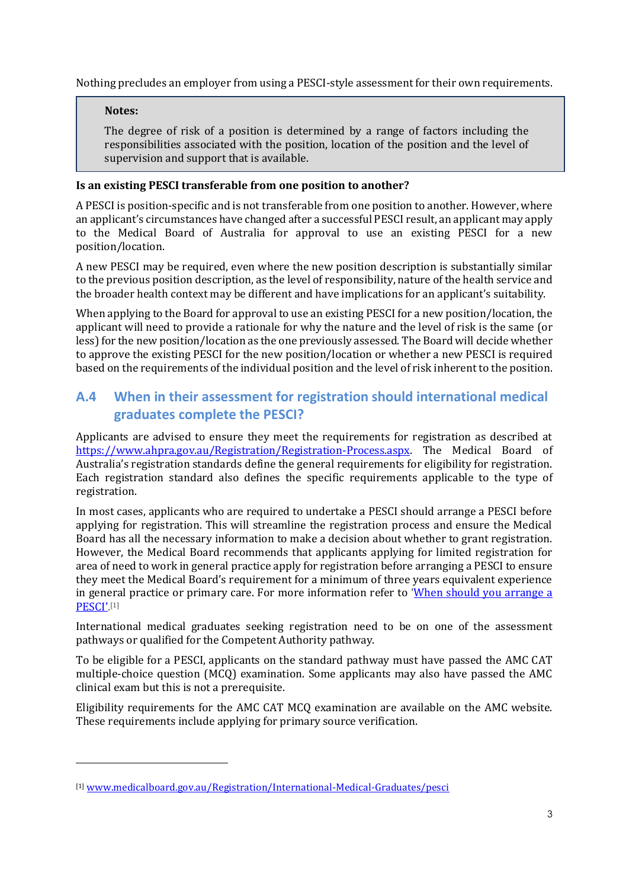Nothing precludes an employer from using a PESCI-style assessment for their own requirements.

> **Notes:**
>
> The degree of risk of a position is determined by a range of factors including the responsibilities associated with the position, location of the position and the level of supervision and support that is available.

**Is an existing PESCI transferable from one position to another?**

A PESCI is position-specific and is not transferable from one position to another. However, where an applicant's circumstances have changed after a successful PESCI result, an applicant may apply to the Medical Board of Australia for approval to use an existing PESCI for a new position/location.

A new PESCI may be required, even where the new position description is substantially similar to the previous position description, as the level of responsibility, nature of the health service and the broader health context may be different and have implications for an applicant's suitability.

When applying to the Board for approval to use an existing PESCI for a new position/location, the applicant will need to provide a rationale for why the nature and the level of risk is the same (or less) for the new position/location as the one previously assessed. The Board will decide whether to approve the existing PESCI for the new position/location or whether a new PESCI is required based on the requirements of the individual position and the level of risk inherent to the position.

## A.4 When in their assessment for registration should international medical graduates complete the PESCI?

Applicants are advised to ensure they meet the requirements for registration as described at https://www.ahpra.gov.au/Registration/Registration-Process.aspx. The Medical Board of Australia's registration standards define the general requirements for eligibility for registration. Each registration standard also defines the specific requirements applicable to the type of registration.

In most cases, applicants who are required to undertake a PESCI should arrange a PESCI before applying for registration. This will streamline the registration process and ensure the Medical Board has all the necessary information to make a decision about whether to grant registration. However, the Medical Board recommends that applicants applying for limited registration for area of need to work in general practice apply for registration before arranging a PESCI to ensure they meet the Medical Board's requirement for a minimum of three years equivalent experience in general practice or primary care. For more information refer to 'When should you arrange a PESCI'.[1]

International medical graduates seeking registration need to be on one of the assessment pathways or qualified for the Competent Authority pathway.

To be eligible for a PESCI, applicants on the standard pathway must have passed the AMC CAT multiple-choice question (MCQ) examination. Some applicants may also have passed the AMC clinical exam but this is not a prerequisite.

Eligibility requirements for the AMC CAT MCQ examination are available on the AMC website. These requirements include applying for primary source verification.

---

[1] www.medicalboard.gov.au/Registration/International-Medical-Graduates/pesci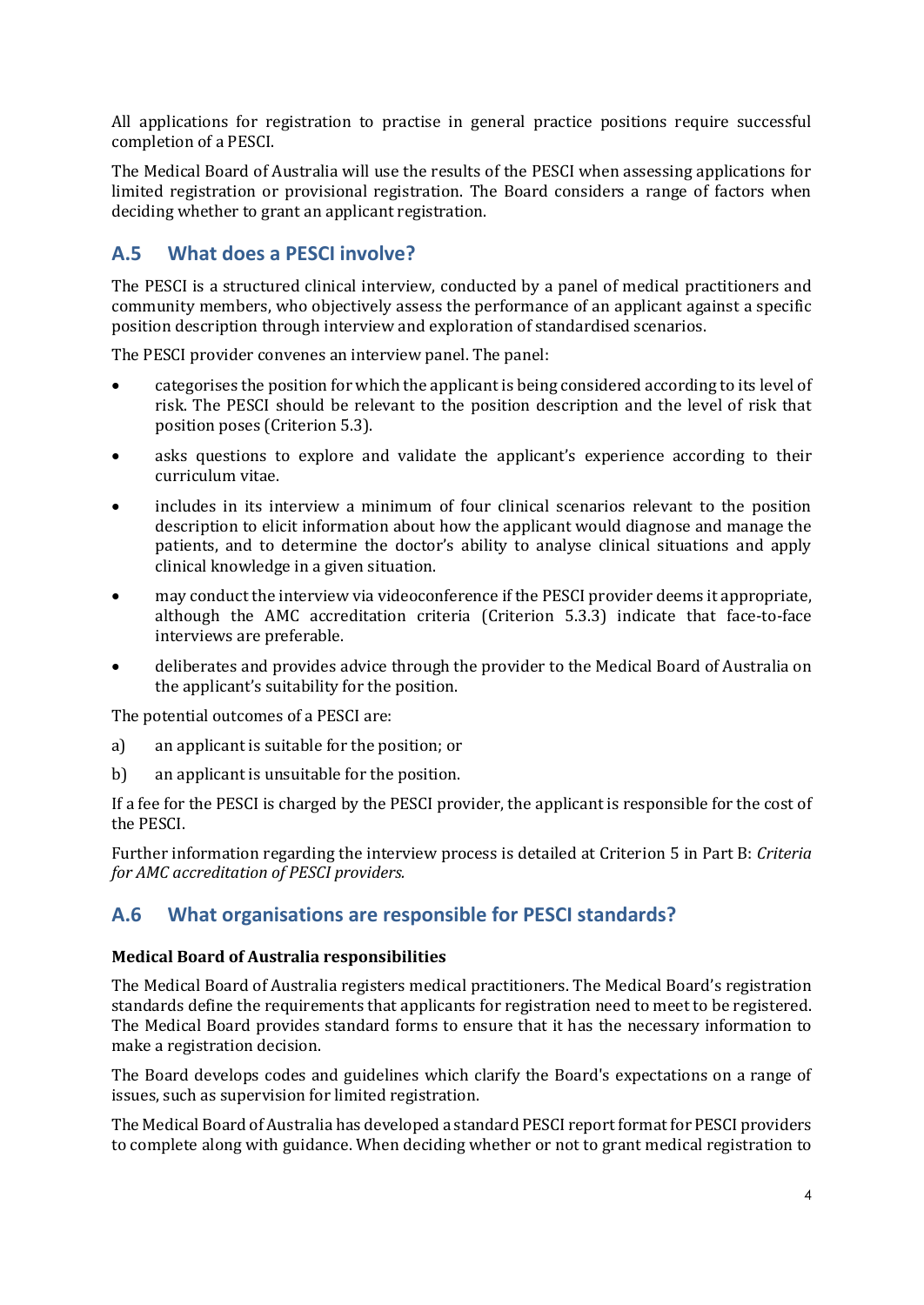All applications for registration to practise in general practice positions require successful completion of a PESCI.

The Medical Board of Australia will use the results of the PESCI when assessing applications for limited registration or provisional registration. The Board considers a range of factors when deciding whether to grant an applicant registration.

## A.5 What does a PESCI involve?

The PESCI is a structured clinical interview, conducted by a panel of medical practitioners and community members, who objectively assess the performance of an applicant against a specific position description through interview and exploration of standardised scenarios.

The PESCI provider convenes an interview panel. The panel:

- categorises the position for which the applicant is being considered according to its level of risk. The PESCI should be relevant to the position description and the level of risk that position poses (Criterion 5.3).
- asks questions to explore and validate the applicant's experience according to their curriculum vitae.
- includes in its interview a minimum of four clinical scenarios relevant to the position description to elicit information about how the applicant would diagnose and manage the patients, and to determine the doctor's ability to analyse clinical situations and apply clinical knowledge in a given situation.
- may conduct the interview via videoconference if the PESCI provider deems it appropriate, although the AMC accreditation criteria (Criterion 5.3.3) indicate that face-to-face interviews are preferable.
- deliberates and provides advice through the provider to the Medical Board of Australia on the applicant's suitability for the position.

The potential outcomes of a PESCI are:

a) an applicant is suitable for the position; or

b) an applicant is unsuitable for the position.

If a fee for the PESCI is charged by the PESCI provider, the applicant is responsible for the cost of the PESCI.

Further information regarding the interview process is detailed at Criterion 5 in Part B: *Criteria for AMC accreditation of PESCI providers.*

## A.6 What organisations are responsible for PESCI standards?

**Medical Board of Australia responsibilities**

The Medical Board of Australia registers medical practitioners. The Medical Board's registration standards define the requirements that applicants for registration need to meet to be registered. The Medical Board provides standard forms to ensure that it has the necessary information to make a registration decision.

The Board develops codes and guidelines which clarify the Board's expectations on a range of issues, such as supervision for limited registration.

The Medical Board of Australia has developed a standard PESCI report format for PESCI providers to complete along with guidance. When deciding whether or not to grant medical registration to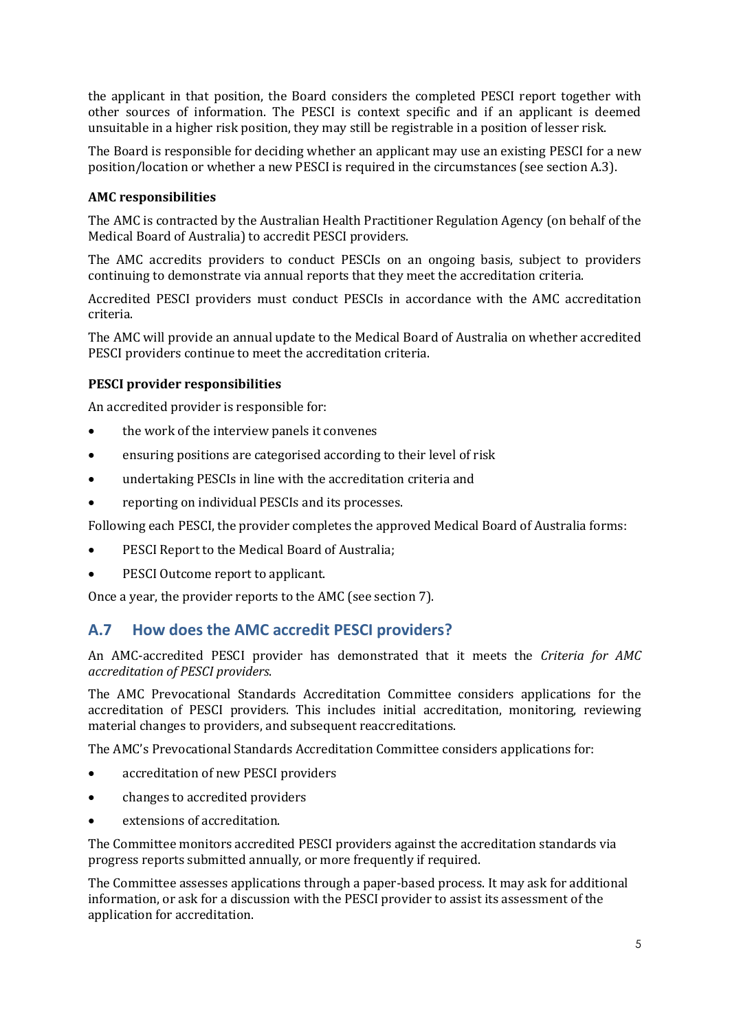the applicant in that position, the Board considers the completed PESCI report together with other sources of information. The PESCI is context specific and if an applicant is deemed unsuitable in a higher risk position, they may still be registrable in a position of lesser risk.

The Board is responsible for deciding whether an applicant may use an existing PESCI for a new position/location or whether a new PESCI is required in the circumstances (see section A.3).

**AMC responsibilities**

The AMC is contracted by the Australian Health Practitioner Regulation Agency (on behalf of the Medical Board of Australia) to accredit PESCI providers.

The AMC accredits providers to conduct PESCIs on an ongoing basis, subject to providers continuing to demonstrate via annual reports that they meet the accreditation criteria.

Accredited PESCI providers must conduct PESCIs in accordance with the AMC accreditation criteria.

The AMC will provide an annual update to the Medical Board of Australia on whether accredited PESCI providers continue to meet the accreditation criteria.

**PESCI provider responsibilities**

An accredited provider is responsible for:

- the work of the interview panels it convenes
- ensuring positions are categorised according to their level of risk
- undertaking PESCIs in line with the accreditation criteria and
- reporting on individual PESCIs and its processes.

Following each PESCI, the provider completes the approved Medical Board of Australia forms:

- PESCI Report to the Medical Board of Australia;
- PESCI Outcome report to applicant.

Once a year, the provider reports to the AMC (see section 7).

## A.7 How does the AMC accredit PESCI providers?

An AMC-accredited PESCI provider has demonstrated that it meets the *Criteria for AMC accreditation of PESCI providers*.

The AMC Prevocational Standards Accreditation Committee considers applications for the accreditation of PESCI providers. This includes initial accreditation, monitoring, reviewing material changes to providers, and subsequent reaccreditations.

The AMC's Prevocational Standards Accreditation Committee considers applications for:

- accreditation of new PESCI providers
- changes to accredited providers
- extensions of accreditation.

The Committee monitors accredited PESCI providers against the accreditation standards via progress reports submitted annually, or more frequently if required.

The Committee assesses applications through a paper-based process. It may ask for additional information, or ask for a discussion with the PESCI provider to assist its assessment of the application for accreditation.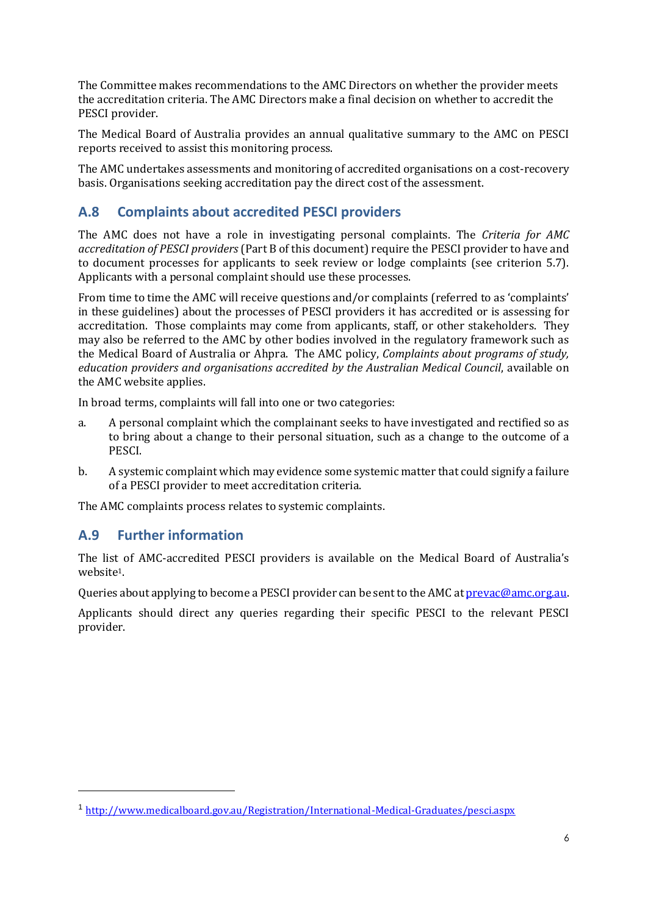The Committee makes recommendations to the AMC Directors on whether the provider meets the accreditation criteria. The AMC Directors make a final decision on whether to accredit the PESCI provider.

The Medical Board of Australia provides an annual qualitative summary to the AMC on PESCI reports received to assist this monitoring process.

The AMC undertakes assessments and monitoring of accredited organisations on a cost-recovery basis. Organisations seeking accreditation pay the direct cost of the assessment.

## A.8 Complaints about accredited PESCI providers

The AMC does not have a role in investigating personal complaints. The *Criteria for AMC accreditation of PESCI providers* (Part B of this document) require the PESCI provider to have and to document processes for applicants to seek review or lodge complaints (see criterion 5.7). Applicants with a personal complaint should use these processes.

From time to time the AMC will receive questions and/or complaints (referred to as 'complaints' in these guidelines) about the processes of PESCI providers it has accredited or is assessing for accreditation. Those complaints may come from applicants, staff, or other stakeholders. They may also be referred to the AMC by other bodies involved in the regulatory framework such as the Medical Board of Australia or Ahpra. The AMC policy, *Complaints about programs of study, education providers and organisations accredited by the Australian Medical Council*, available on the AMC website applies.

In broad terms, complaints will fall into one or two categories:

a. A personal complaint which the complainant seeks to have investigated and rectified so as to bring about a change to their personal situation, such as a change to the outcome of a PESCI.

b. A systemic complaint which may evidence some systemic matter that could signify a failure of a PESCI provider to meet accreditation criteria.

The AMC complaints process relates to systemic complaints.

## A.9 Further information

The list of AMC-accredited PESCI providers is available on the Medical Board of Australia's website[1].

Queries about applying to become a PESCI provider can be sent to the AMC at prevac@amc.org.au.

Applicants should direct any queries regarding their specific PESCI to the relevant PESCI provider.

---

[1] http://www.medicalboard.gov.au/Registration/International-Medical-Graduates/pesci.aspx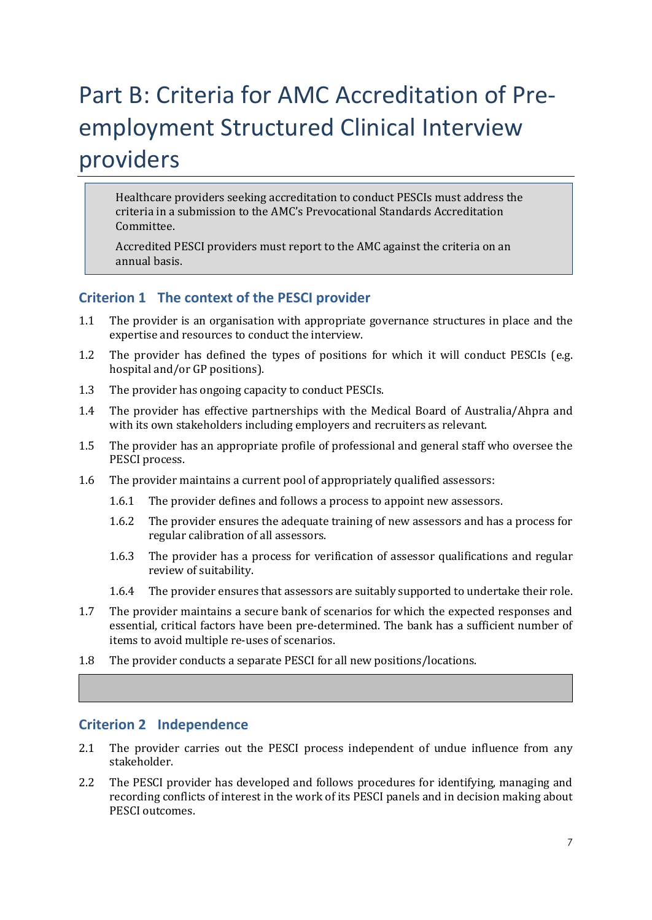# Part B: Criteria for AMC Accreditation of Pre-employment Structured Clinical Interview providers

> Healthcare providers seeking accreditation to conduct PESCIs must address the criteria in a submission to the AMC's Prevocational Standards Accreditation Committee.
>
> Accredited PESCI providers must report to the AMC against the criteria on an annual basis.

## Criterion 1 The context of the PESCI provider

1.1 The provider is an organisation with appropriate governance structures in place and the expertise and resources to conduct the interview.

1.2 The provider has defined the types of positions for which it will conduct PESCIs (e.g. hospital and/or GP positions).

1.3 The provider has ongoing capacity to conduct PESCIs.

1.4 The provider has effective partnerships with the Medical Board of Australia/Ahpra and with its own stakeholders including employers and recruiters as relevant.

1.5 The provider has an appropriate profile of professional and general staff who oversee the PESCI process.

1.6 The provider maintains a current pool of appropriately qualified assessors:

- 1.6.1 The provider defines and follows a process to appoint new assessors.
- 1.6.2 The provider ensures the adequate training of new assessors and has a process for regular calibration of all assessors.
- 1.6.3 The provider has a process for verification of assessor qualifications and regular review of suitability.
- 1.6.4 The provider ensures that assessors are suitably supported to undertake their role.

1.7 The provider maintains a secure bank of scenarios for which the expected responses and essential, critical factors have been pre-determined. The bank has a sufficient number of items to avoid multiple re-uses of scenarios.

1.8 The provider conducts a separate PESCI for all new positions/locations.

## Criterion 2 Independence

2.1 The provider carries out the PESCI process independent of undue influence from any stakeholder.

2.2 The PESCI provider has developed and follows procedures for identifying, managing and recording conflicts of interest in the work of its PESCI panels and in decision making about PESCI outcomes.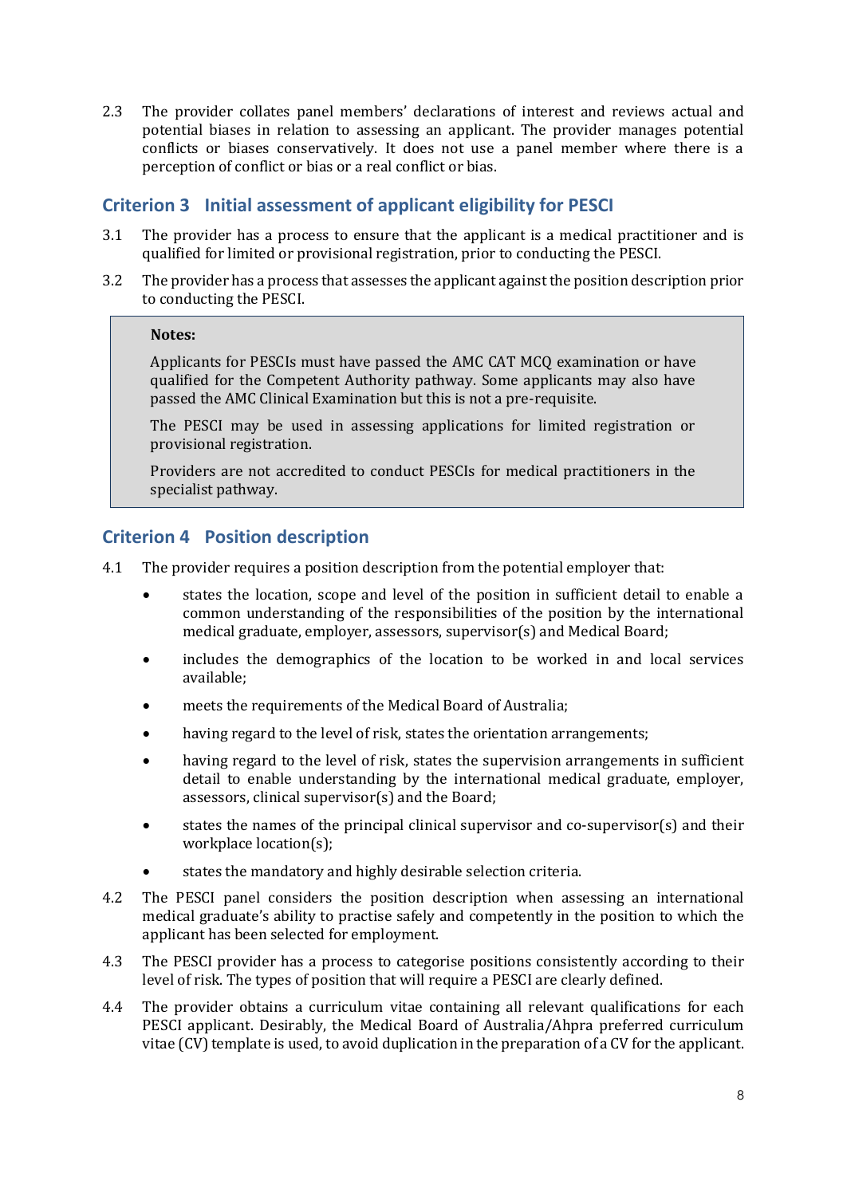2.3 The provider collates panel members' declarations of interest and reviews actual and potential biases in relation to assessing an applicant. The provider manages potential conflicts or biases conservatively. It does not use a panel member where there is a perception of conflict or bias or a real conflict or bias.

## Criterion 3 Initial assessment of applicant eligibility for PESCI

3.1 The provider has a process to ensure that the applicant is a medical practitioner and is qualified for limited or provisional registration, prior to conducting the PESCI.

3.2 The provider has a process that assesses the applicant against the position description prior to conducting the PESCI.

> **Notes:**
>
> Applicants for PESCIs must have passed the AMC CAT MCQ examination or have qualified for the Competent Authority pathway. Some applicants may also have passed the AMC Clinical Examination but this is not a pre-requisite.
>
> The PESCI may be used in assessing applications for limited registration or provisional registration.
>
> Providers are not accredited to conduct PESCIs for medical practitioners in the specialist pathway.

## Criterion 4 Position description

4.1 The provider requires a position description from the potential employer that:

- states the location, scope and level of the position in sufficient detail to enable a common understanding of the responsibilities of the position by the international medical graduate, employer, assessors, supervisor(s) and Medical Board;
- includes the demographics of the location to be worked in and local services available;
- meets the requirements of the Medical Board of Australia;
- having regard to the level of risk, states the orientation arrangements;
- having regard to the level of risk, states the supervision arrangements in sufficient detail to enable understanding by the international medical graduate, employer, assessors, clinical supervisor(s) and the Board;
- states the names of the principal clinical supervisor and co-supervisor(s) and their workplace location(s);
- states the mandatory and highly desirable selection criteria.

4.2 The PESCI panel considers the position description when assessing an international medical graduate's ability to practise safely and competently in the position to which the applicant has been selected for employment.

4.3 The PESCI provider has a process to categorise positions consistently according to their level of risk. The types of position that will require a PESCI are clearly defined.

4.4 The provider obtains a curriculum vitae containing all relevant qualifications for each PESCI applicant. Desirably, the Medical Board of Australia/Ahpra preferred curriculum vitae (CV) template is used, to avoid duplication in the preparation of a CV for the applicant.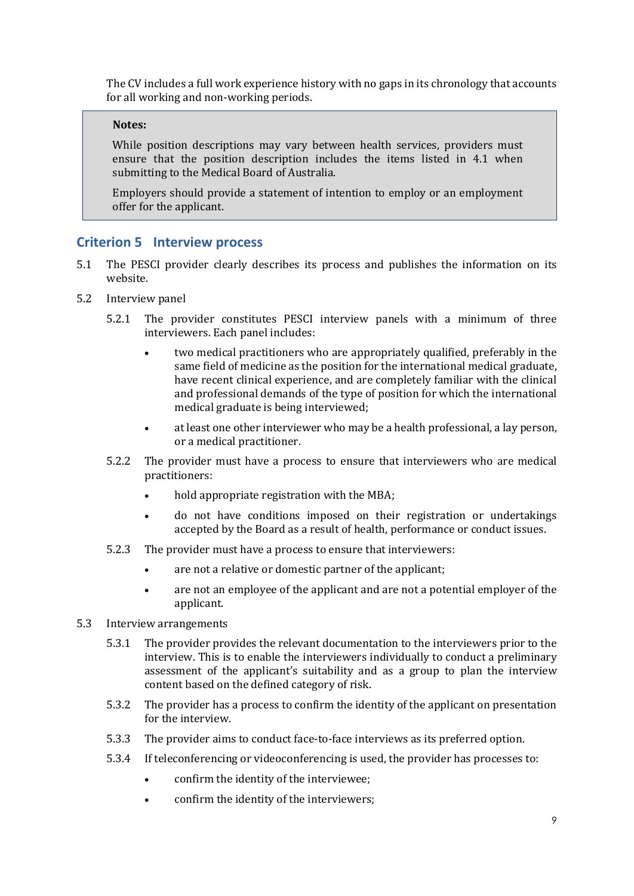The CV includes a full work experience history with no gaps in its chronology that accounts for all working and non-working periods.

> **Notes:**
>
> While position descriptions may vary between health services, providers must ensure that the position description includes the items listed in 4.1 when submitting to the Medical Board of Australia.
>
> Employers should provide a statement of intention to employ or an employment offer for the applicant.

## Criterion 5 Interview process

5.1 The PESCI provider clearly describes its process and publishes the information on its website.

5.2 Interview panel

5.2.1 The provider constitutes PESCI interview panels with a minimum of three interviewers. Each panel includes:

- two medical practitioners who are appropriately qualified, preferably in the same field of medicine as the position for the international medical graduate, have recent clinical experience, and are completely familiar with the clinical and professional demands of the type of position for which the international medical graduate is being interviewed;
- at least one other interviewer who may be a health professional, a lay person, or a medical practitioner.

5.2.2 The provider must have a process to ensure that interviewers who are medical practitioners:

- hold appropriate registration with the MBA;
- do not have conditions imposed on their registration or undertakings accepted by the Board as a result of health, performance or conduct issues.

5.2.3 The provider must have a process to ensure that interviewers:

- are not a relative or domestic partner of the applicant;
- are not an employee of the applicant and are not a potential employer of the applicant.

5.3 Interview arrangements

5.3.1 The provider provides the relevant documentation to the interviewers prior to the interview. This is to enable the interviewers individually to conduct a preliminary assessment of the applicant's suitability and as a group to plan the interview content based on the defined category of risk.

5.3.2 The provider has a process to confirm the identity of the applicant on presentation for the interview.

5.3.3 The provider aims to conduct face-to-face interviews as its preferred option.

5.3.4 If teleconferencing or videoconferencing is used, the provider has processes to:

- confirm the identity of the interviewee;
- confirm the identity of the interviewers;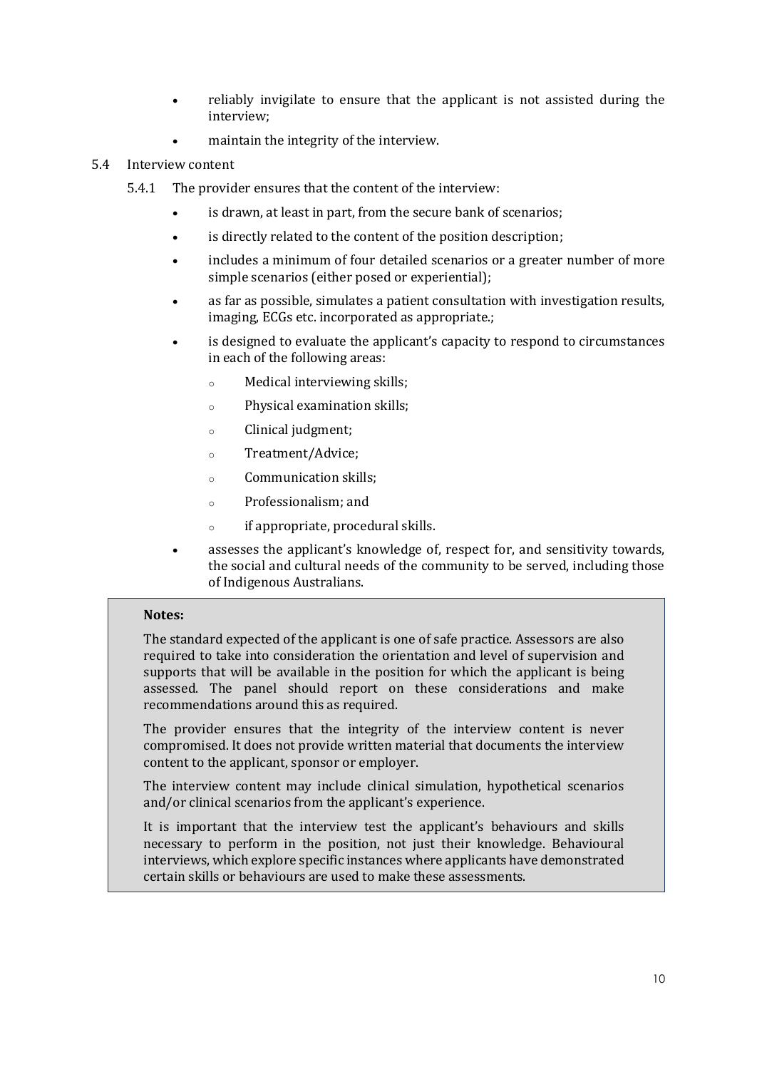- reliably invigilate to ensure that the applicant is not assisted during the interview;
- maintain the integrity of the interview.

5.4 Interview content

5.4.1 The provider ensures that the content of the interview:

- is drawn, at least in part, from the secure bank of scenarios;
- is directly related to the content of the position description;
- includes a minimum of four detailed scenarios or a greater number of more simple scenarios (either posed or experiential);
- as far as possible, simulates a patient consultation with investigation results, imaging, ECGs etc. incorporated as appropriate.;
- is designed to evaluate the applicant's capacity to respond to circumstances in each of the following areas:
  - Medical interviewing skills;
  - Physical examination skills;
  - Clinical judgment;
  - Treatment/Advice;
  - Communication skills;
  - Professionalism; and
  - if appropriate, procedural skills.
- assesses the applicant's knowledge of, respect for, and sensitivity towards, the social and cultural needs of the community to be served, including those of Indigenous Australians.

> **Notes:**
>
> The standard expected of the applicant is one of safe practice. Assessors are also required to take into consideration the orientation and level of supervision and supports that will be available in the position for which the applicant is being assessed. The panel should report on these considerations and make recommendations around this as required.
>
> The provider ensures that the integrity of the interview content is never compromised. It does not provide written material that documents the interview content to the applicant, sponsor or employer.
>
> The interview content may include clinical simulation, hypothetical scenarios and/or clinical scenarios from the applicant's experience.
>
> It is important that the interview test the applicant's behaviours and skills necessary to perform in the position, not just their knowledge. Behavioural interviews, which explore specific instances where applicants have demonstrated certain skills or behaviours are used to make these assessments.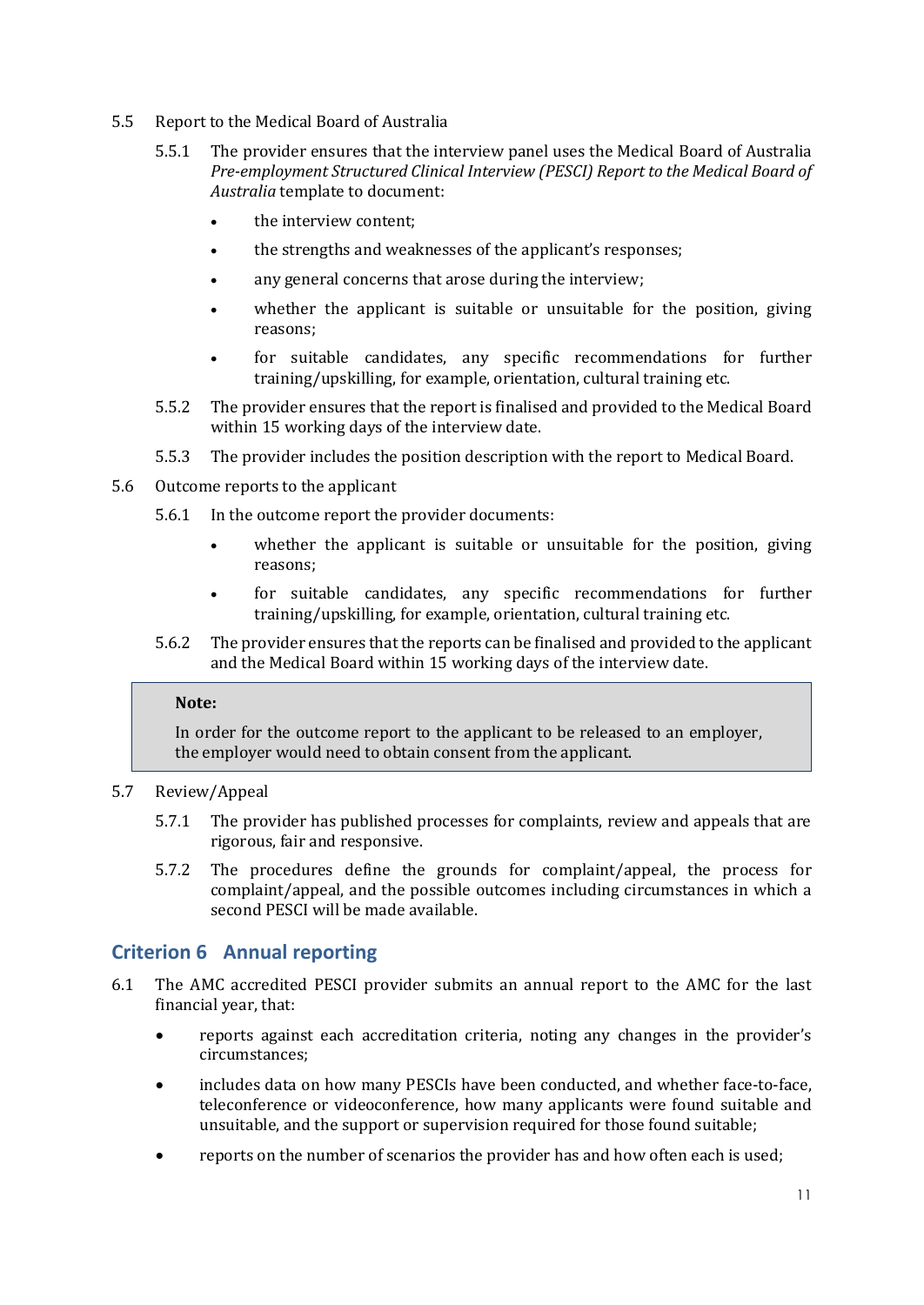5.5 Report to the Medical Board of Australia

5.5.1 The provider ensures that the interview panel uses the Medical Board of Australia *Pre-employment Structured Clinical Interview (PESCI) Report to the Medical Board of Australia* template to document:

- the interview content;
- the strengths and weaknesses of the applicant's responses;
- any general concerns that arose during the interview;
- whether the applicant is suitable or unsuitable for the position, giving reasons;
- for suitable candidates, any specific recommendations for further training/upskilling, for example, orientation, cultural training etc.

5.5.2 The provider ensures that the report is finalised and provided to the Medical Board within 15 working days of the interview date.

5.5.3 The provider includes the position description with the report to Medical Board.

5.6 Outcome reports to the applicant

5.6.1 In the outcome report the provider documents:

- whether the applicant is suitable or unsuitable for the position, giving reasons;
- for suitable candidates, any specific recommendations for further training/upskilling, for example, orientation, cultural training etc.

5.6.2 The provider ensures that the reports can be finalised and provided to the applicant and the Medical Board within 15 working days of the interview date.

> **Note:**
>
> In order for the outcome report to the applicant to be released to an employer, the employer would need to obtain consent from the applicant.

5.7 Review/Appeal

5.7.1 The provider has published processes for complaints, review and appeals that are rigorous, fair and responsive.

5.7.2 The procedures define the grounds for complaint/appeal, the process for complaint/appeal, and the possible outcomes including circumstances in which a second PESCI will be made available.

## Criterion 6 Annual reporting

6.1 The AMC accredited PESCI provider submits an annual report to the AMC for the last financial year, that:

- reports against each accreditation criteria, noting any changes in the provider's circumstances;
- includes data on how many PESCIs have been conducted, and whether face-to-face, teleconference or videoconference, how many applicants were found suitable and unsuitable, and the support or supervision required for those found suitable;
- reports on the number of scenarios the provider has and how often each is used;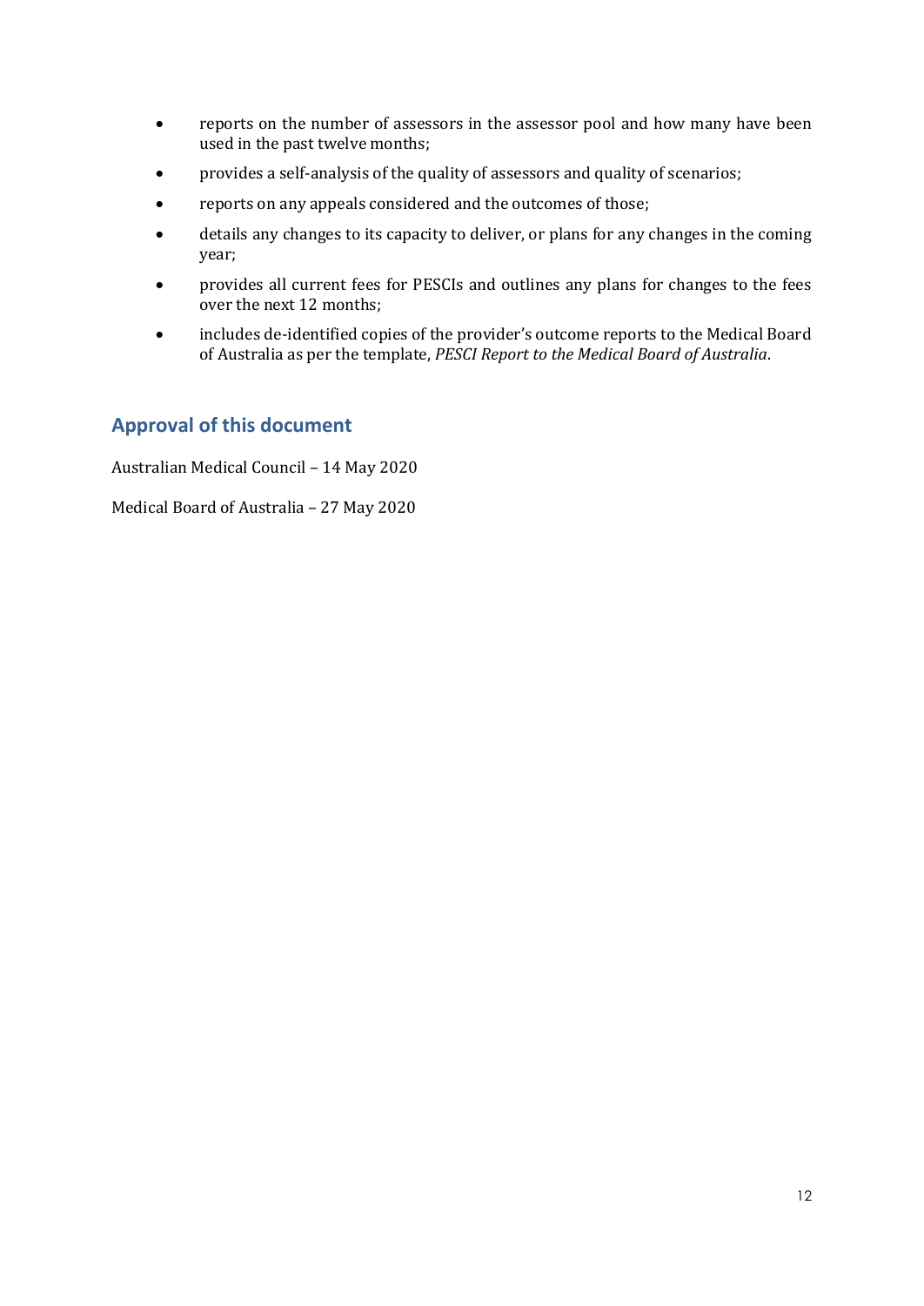- reports on the number of assessors in the assessor pool and how many have been used in the past twelve months;
- provides a self-analysis of the quality of assessors and quality of scenarios;
- reports on any appeals considered and the outcomes of those;
- details any changes to its capacity to deliver, or plans for any changes in the coming year;
- provides all current fees for PESCIs and outlines any plans for changes to the fees over the next 12 months;
- includes de-identified copies of the provider's outcome reports to the Medical Board of Australia as per the template, *PESCI Report to the Medical Board of Australia*.

## Approval of this document

Australian Medical Council – 14 May 2020

Medical Board of Australia – 27 May 2020